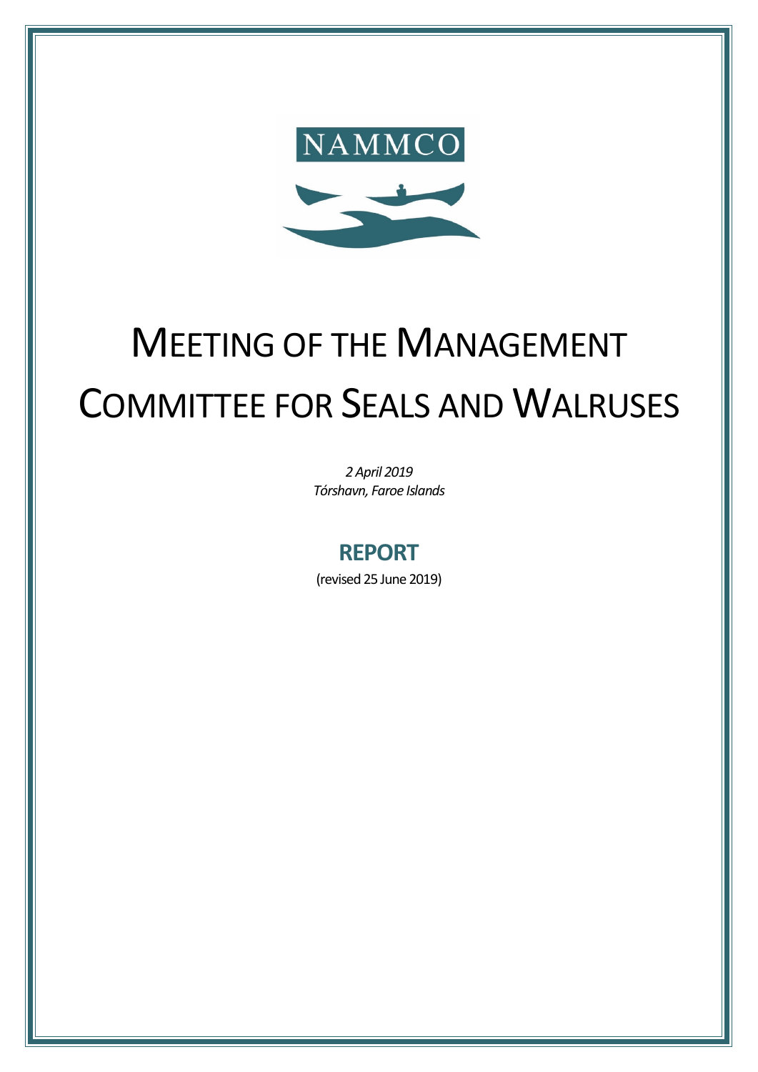NAMMCO

# Meeting of the Management Committee for Seals and Walruses

*2 April 2019*
*Tórshavn, Faroe Islands*

## REPORT

(revised 25 June 2019)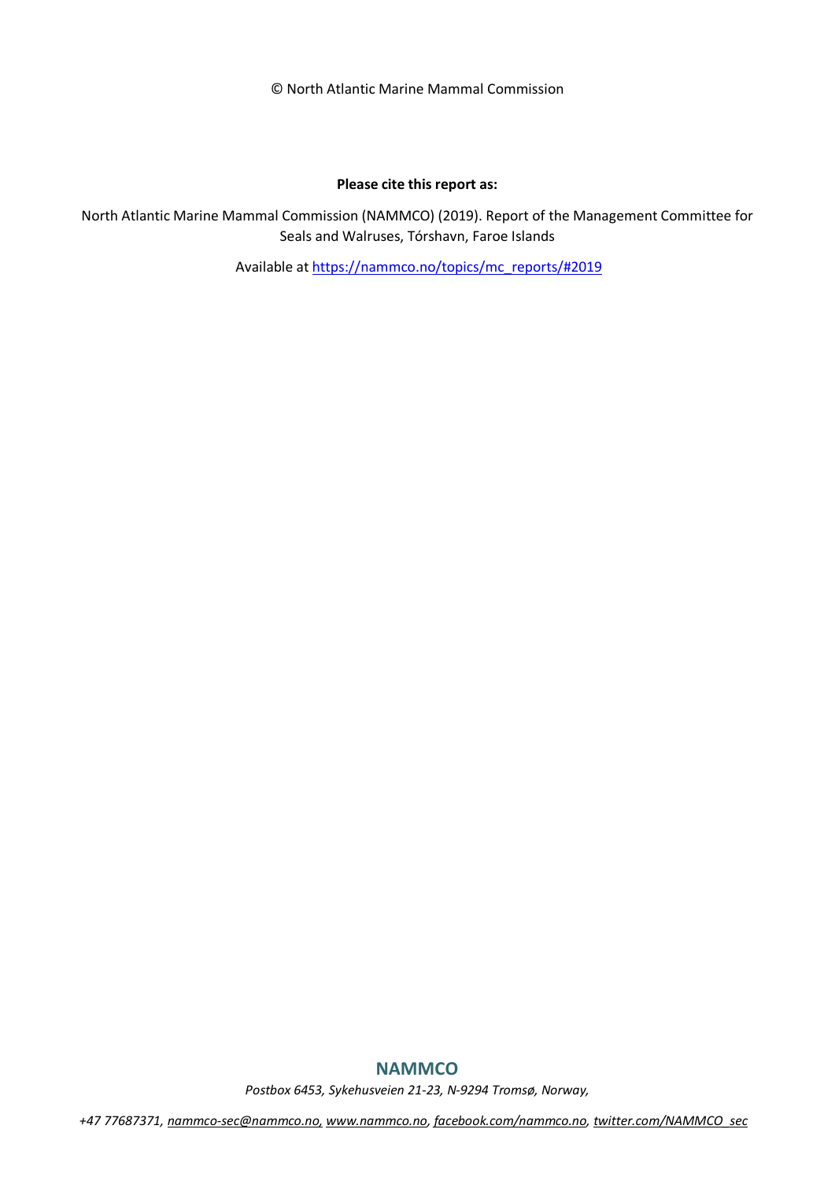© North Atlantic Marine Mammal Commission

**Please cite this report as:**

North Atlantic Marine Mammal Commission (NAMMCO) (2019). Report of the Management Committee for Seals and Walruses, Tórshavn, Faroe Islands

Available at https://nammco.no/topics/mc_reports/#2019

**NAMMCO**

*Postbox 6453, Sykehusveien 21-23, N-9294 Tromsø, Norway,*

*+47 77687371, nammco-sec@nammco.no, www.nammco.no, facebook.com/nammco.no, twitter.com/NAMMCO_sec*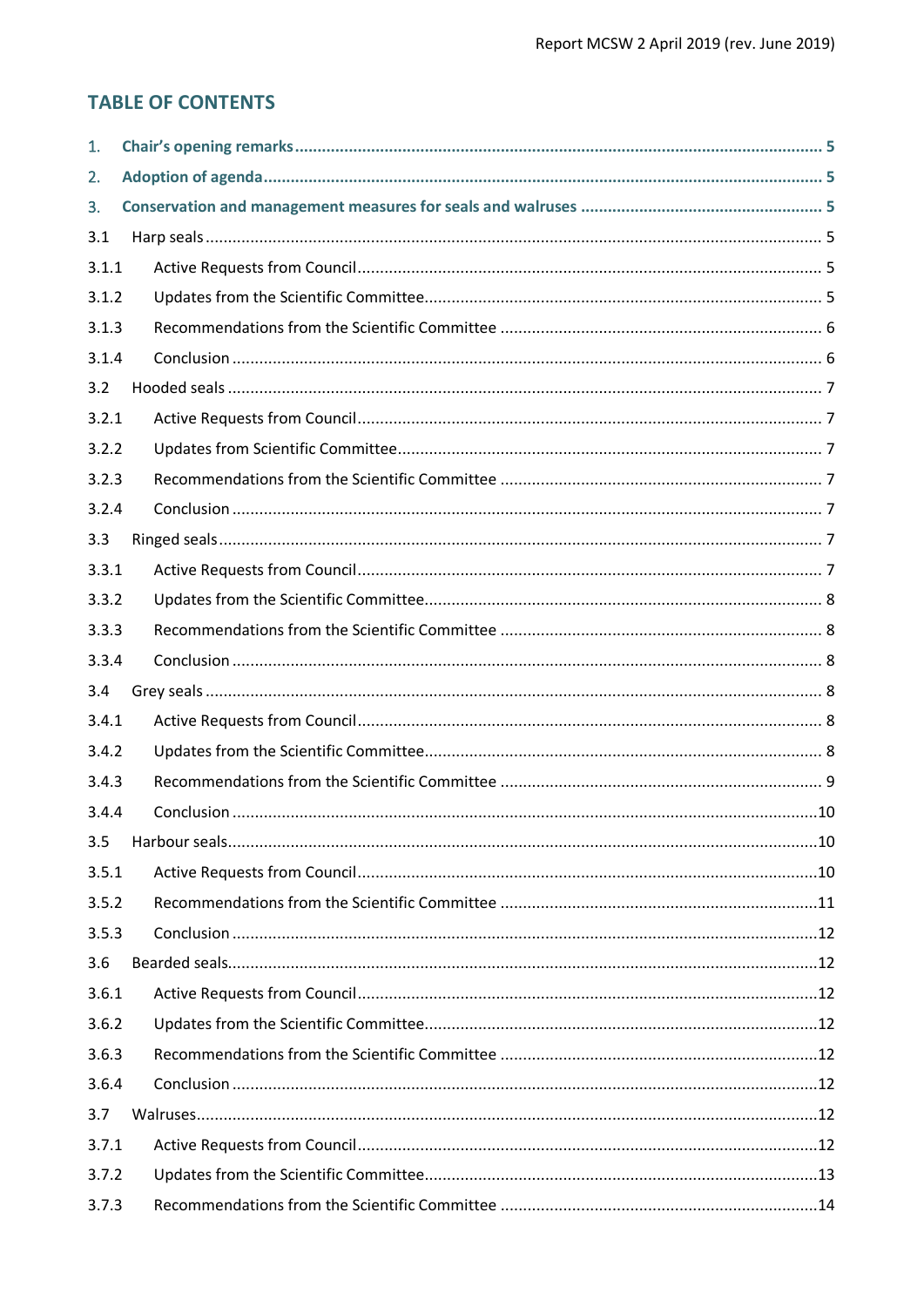## TABLE OF CONTENTS

1. Chair's opening remarks .......... 5
2. Adoption of agenda .......... 5
3. Conservation and management measures for seals and walruses .......... 5

3.1 Harp seals .......... 5

3.1.1 Active Requests from Council .......... 5

3.1.2 Updates from the Scientific Committee .......... 5

3.1.3 Recommendations from the Scientific Committee .......... 6

3.1.4 Conclusion .......... 6

3.2 Hooded seals .......... 7

3.2.1 Active Requests from Council .......... 7

3.2.2 Updates from Scientific Committee .......... 7

3.2.3 Recommendations from the Scientific Committee .......... 7

3.2.4 Conclusion .......... 7

3.3 Ringed seals .......... 7

3.3.1 Active Requests from Council .......... 7

3.3.2 Updates from the Scientific Committee .......... 8

3.3.3 Recommendations from the Scientific Committee .......... 8

3.3.4 Conclusion .......... 8

3.4 Grey seals .......... 8

3.4.1 Active Requests from Council .......... 8

3.4.2 Updates from the Scientific Committee .......... 8

3.4.3 Recommendations from the Scientific Committee .......... 9

3.4.4 Conclusion .......... 10

3.5 Harbour seals .......... 10

3.5.1 Active Requests from Council .......... 10

3.5.2 Recommendations from the Scientific Committee .......... 11

3.5.3 Conclusion .......... 12

3.6 Bearded seals .......... 12

3.6.1 Active Requests from Council .......... 12

3.6.2 Updates from the Scientific Committee .......... 12

3.6.3 Recommendations from the Scientific Committee .......... 12

3.6.4 Conclusion .......... 12

3.7 Walruses .......... 12

3.7.1 Active Requests from Council .......... 12

3.7.2 Updates from the Scientific Committee .......... 13

3.7.3 Recommendations from the Scientific Committee .......... 14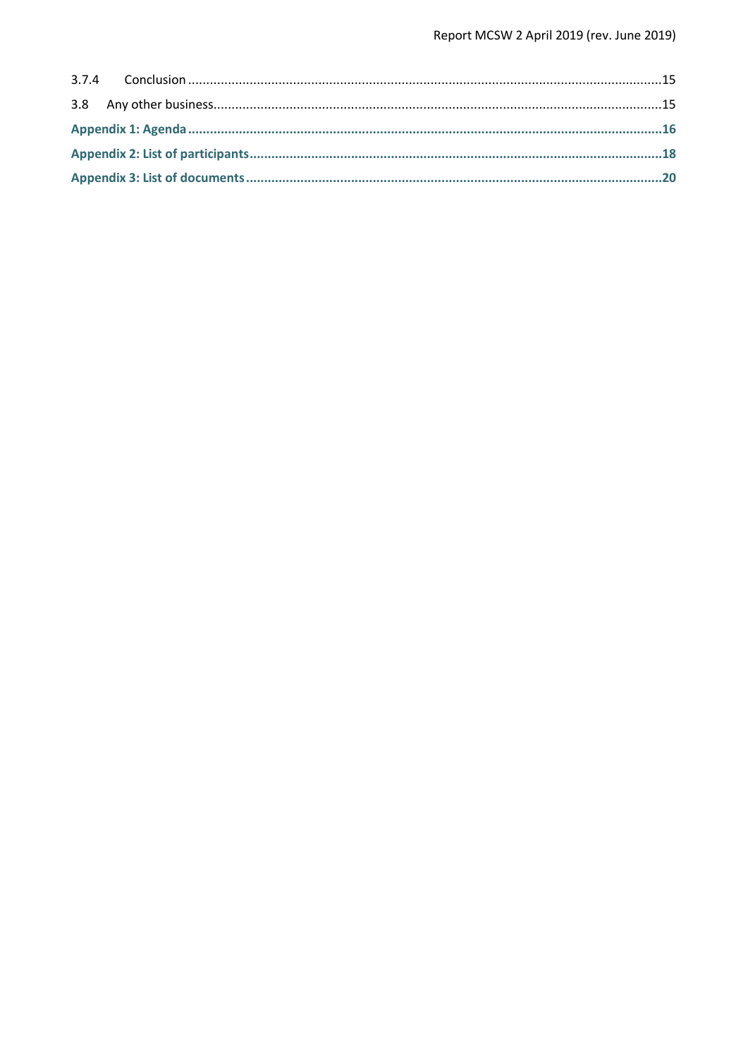3.7.4 Conclusion .....15

3.8 Any other business.....15

**Appendix 1: Agenda .....16**

**Appendix 2: List of participants.....18**

**Appendix 3: List of documents .....20**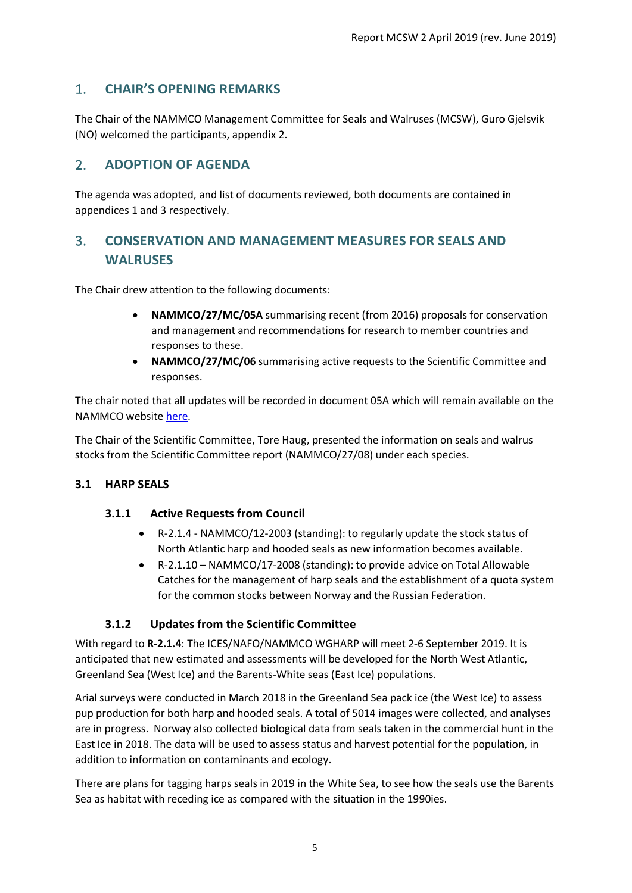## 1. CHAIR'S OPENING REMARKS

The Chair of the NAMMCO Management Committee for Seals and Walruses (MCSW), Guro Gjelsvik (NO) welcomed the participants, appendix 2.

## 2. ADOPTION OF AGENDA

The agenda was adopted, and list of documents reviewed, both documents are contained in appendices 1 and 3 respectively.

## 3. CONSERVATION AND MANAGEMENT MEASURES FOR SEALS AND WALRUSES

The Chair drew attention to the following documents:

- **NAMMCO/27/MC/05A** summarising recent (from 2016) proposals for conservation and management and recommendations for research to member countries and responses to these.
- **NAMMCO/27/MC/06** summarising active requests to the Scientific Committee and responses.

The chair noted that all updates will be recorded in document 05A which will remain available on the NAMMCO website here.

The Chair of the Scientific Committee, Tore Haug, presented the information on seals and walrus stocks from the Scientific Committee report (NAMMCO/27/08) under each species.

### 3.1 HARP SEALS

#### 3.1.1 Active Requests from Council

- R-2.1.4 - NAMMCO/12-2003 (standing): to regularly update the stock status of North Atlantic harp and hooded seals as new information becomes available.
- R-2.1.10 – NAMMCO/17-2008 (standing): to provide advice on Total Allowable Catches for the management of harp seals and the establishment of a quota system for the common stocks between Norway and the Russian Federation.

#### 3.1.2 Updates from the Scientific Committee

With regard to **R-2.1.4**: The ICES/NAFO/NAMMCO WGHARP will meet 2-6 September 2019. It is anticipated that new estimated and assessments will be developed for the North West Atlantic, Greenland Sea (West Ice) and the Barents-White seas (East Ice) populations.

Arial surveys were conducted in March 2018 in the Greenland Sea pack ice (the West Ice) to assess pup production for both harp and hooded seals. A total of 5014 images were collected, and analyses are in progress. Norway also collected biological data from seals taken in the commercial hunt in the East Ice in 2018. The data will be used to assess status and harvest potential for the population, in addition to information on contaminants and ecology.

There are plans for tagging harps seals in 2019 in the White Sea, to see how the seals use the Barents Sea as habitat with receding ice as compared with the situation in the 1990ies.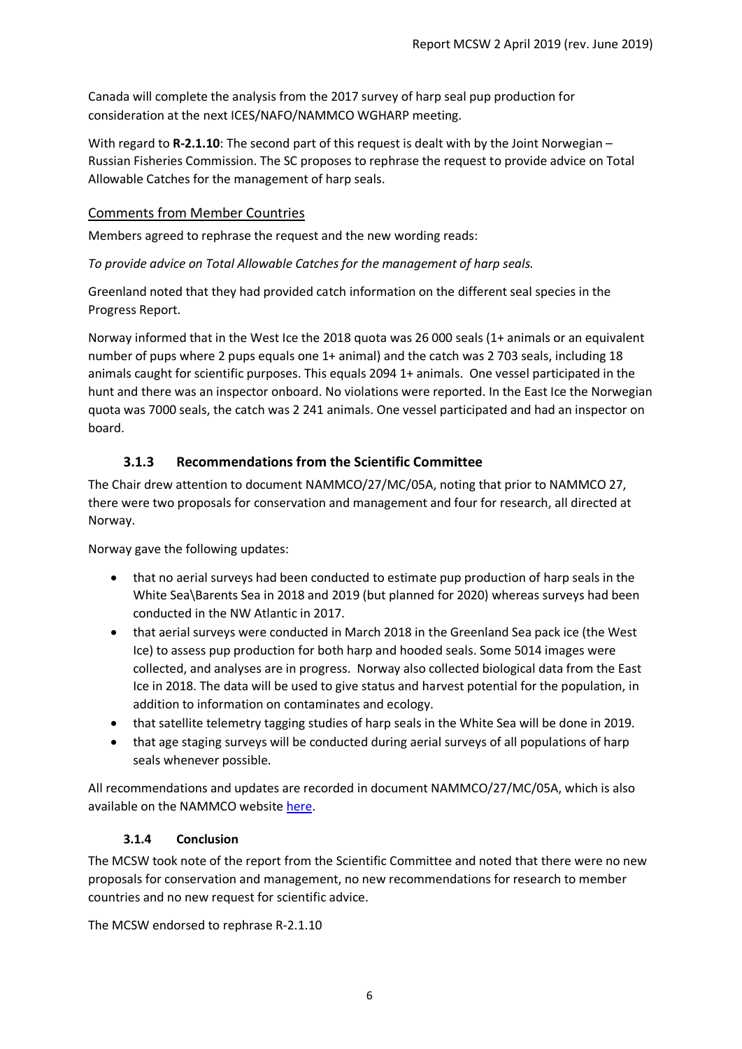Canada will complete the analysis from the 2017 survey of harp seal pup production for consideration at the next ICES/NAFO/NAMMCO WGHARP meeting.

With regard to **R-2.1.10**: The second part of this request is dealt with by the Joint Norwegian – Russian Fisheries Commission. The SC proposes to rephrase the request to provide advice on Total Allowable Catches for the management of harp seals.

Comments from Member Countries

Members agreed to rephrase the request and the new wording reads:

*To provide advice on Total Allowable Catches for the management of harp seals.*

Greenland noted that they had provided catch information on the different seal species in the Progress Report.

Norway informed that in the West Ice the 2018 quota was 26 000 seals (1+ animals or an equivalent number of pups where 2 pups equals one 1+ animal) and the catch was 2 703 seals, including 18 animals caught for scientific purposes. This equals 2094 1+ animals. One vessel participated in the hunt and there was an inspector onboard. No violations were reported. In the East Ice the Norwegian quota was 7000 seals, the catch was 2 241 animals. One vessel participated and had an inspector on board.

### 3.1.3 Recommendations from the Scientific Committee

The Chair drew attention to document NAMMCO/27/MC/05A, noting that prior to NAMMCO 27, there were two proposals for conservation and management and four for research, all directed at Norway.

Norway gave the following updates:

- that no aerial surveys had been conducted to estimate pup production of harp seals in the White Sea\Barents Sea in 2018 and 2019 (but planned for 2020) whereas surveys had been conducted in the NW Atlantic in 2017.
- that aerial surveys were conducted in March 2018 in the Greenland Sea pack ice (the West Ice) to assess pup production for both harp and hooded seals. Some 5014 images were collected, and analyses are in progress. Norway also collected biological data from the East Ice in 2018. The data will be used to give status and harvest potential for the population, in addition to information on contaminates and ecology.
- that satellite telemetry tagging studies of harp seals in the White Sea will be done in 2019.
- that age staging surveys will be conducted during aerial surveys of all populations of harp seals whenever possible.

All recommendations and updates are recorded in document NAMMCO/27/MC/05A, which is also available on the NAMMCO website here.

### 3.1.4 Conclusion

The MCSW took note of the report from the Scientific Committee and noted that there were no new proposals for conservation and management, no new recommendations for research to member countries and no new request for scientific advice.

The MCSW endorsed to rephrase R-2.1.10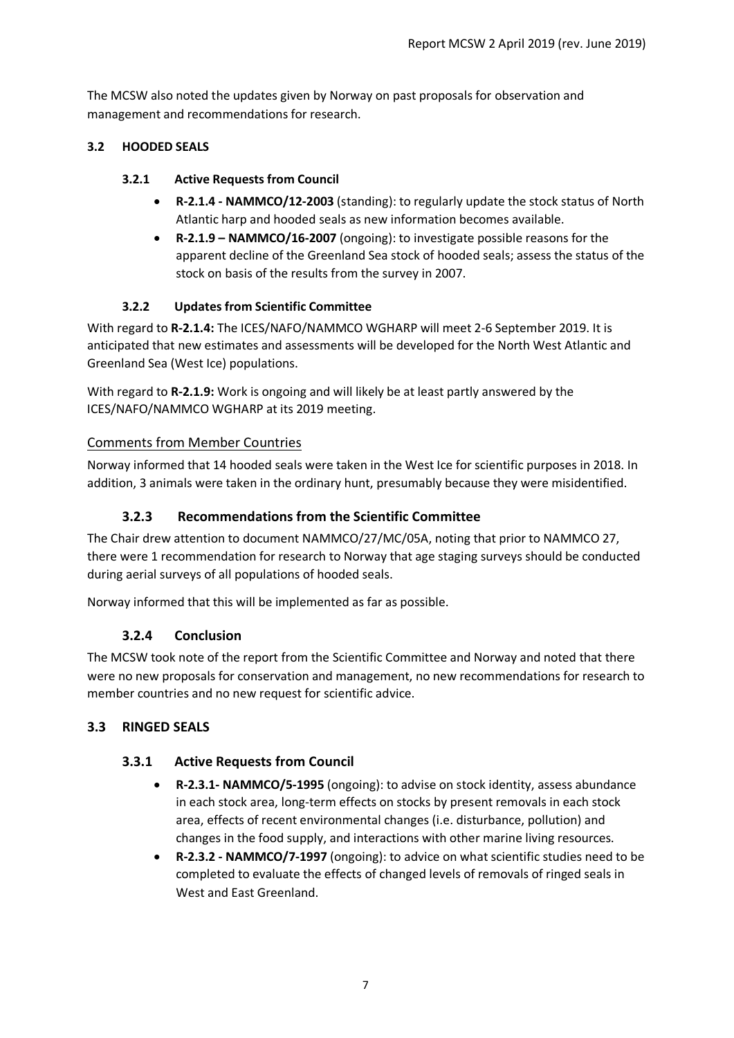The MCSW also noted the updates given by Norway on past proposals for observation and management and recommendations for research.

## 3.2 HOODED SEALS

### 3.2.1 Active Requests from Council

- **R-2.1.4 - NAMMCO/12-2003** (standing): to regularly update the stock status of North Atlantic harp and hooded seals as new information becomes available.
- **R-2.1.9 – NAMMCO/16-2007** (ongoing): to investigate possible reasons for the apparent decline of the Greenland Sea stock of hooded seals; assess the status of the stock on basis of the results from the survey in 2007.

### 3.2.2 Updates from Scientific Committee

With regard to **R-2.1.4:** The ICES/NAFO/NAMMCO WGHARP will meet 2-6 September 2019. It is anticipated that new estimates and assessments will be developed for the North West Atlantic and Greenland Sea (West Ice) populations.

With regard to **R-2.1.9:** Work is ongoing and will likely be at least partly answered by the ICES/NAFO/NAMMCO WGHARP at its 2019 meeting.

#### Comments from Member Countries

Norway informed that 14 hooded seals were taken in the West Ice for scientific purposes in 2018. In addition, 3 animals were taken in the ordinary hunt, presumably because they were misidentified.

### 3.2.3 Recommendations from the Scientific Committee

The Chair drew attention to document NAMMCO/27/MC/05A, noting that prior to NAMMCO 27, there were 1 recommendation for research to Norway that age staging surveys should be conducted during aerial surveys of all populations of hooded seals.

Norway informed that this will be implemented as far as possible.

### 3.2.4 Conclusion

The MCSW took note of the report from the Scientific Committee and Norway and noted that there were no new proposals for conservation and management, no new recommendations for research to member countries and no new request for scientific advice.

## 3.3 RINGED SEALS

### 3.3.1 Active Requests from Council

- **R-2.3.1- NAMMCO/5-1995** (ongoing): to advise on stock identity, assess abundance in each stock area, long-term effects on stocks by present removals in each stock area, effects of recent environmental changes (i.e. disturbance, pollution) and changes in the food supply, and interactions with other marine living resources.
- **R-2.3.2 - NAMMCO/7-1997** (ongoing): to advice on what scientific studies need to be completed to evaluate the effects of changed levels of removals of ringed seals in West and East Greenland.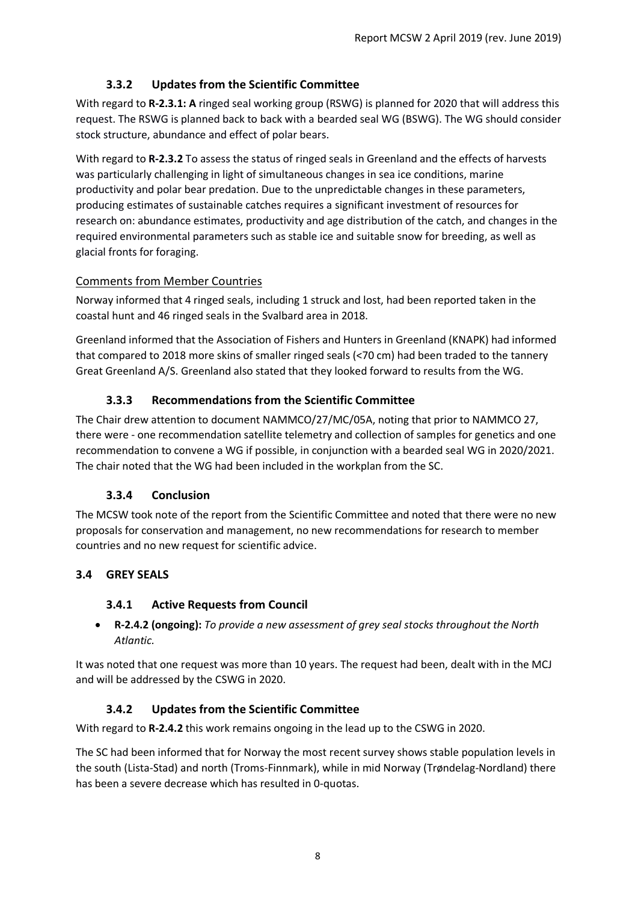### 3.3.2 Updates from the Scientific Committee

With regard to **R-2.3.1: A** ringed seal working group (RSWG) is planned for 2020 that will address this request. The RSWG is planned back to back with a bearded seal WG (BSWG). The WG should consider stock structure, abundance and effect of polar bears.

With regard to **R-2.3.2** To assess the status of ringed seals in Greenland and the effects of harvests was particularly challenging in light of simultaneous changes in sea ice conditions, marine productivity and polar bear predation. Due to the unpredictable changes in these parameters, producing estimates of sustainable catches requires a significant investment of resources for research on: abundance estimates, productivity and age distribution of the catch, and changes in the required environmental parameters such as stable ice and suitable snow for breeding, as well as glacial fronts for foraging.

Comments from Member Countries

Norway informed that 4 ringed seals, including 1 struck and lost, had been reported taken in the coastal hunt and 46 ringed seals in the Svalbard area in 2018.

Greenland informed that the Association of Fishers and Hunters in Greenland (KNAPK) had informed that compared to 2018 more skins of smaller ringed seals (<70 cm) had been traded to the tannery Great Greenland A/S. Greenland also stated that they looked forward to results from the WG.

### 3.3.3 Recommendations from the Scientific Committee

The Chair drew attention to document NAMMCO/27/MC/05A, noting that prior to NAMMCO 27, there were - one recommendation satellite telemetry and collection of samples for genetics and one recommendation to convene a WG if possible, in conjunction with a bearded seal WG in 2020/2021. The chair noted that the WG had been included in the workplan from the SC.

### 3.3.4 Conclusion

The MCSW took note of the report from the Scientific Committee and noted that there were no new proposals for conservation and management, no new recommendations for research to member countries and no new request for scientific advice.

## 3.4 GREY SEALS

### 3.4.1 Active Requests from Council

- **R-2.4.2 (ongoing):** *To provide a new assessment of grey seal stocks throughout the North Atlantic.*

It was noted that one request was more than 10 years. The request had been, dealt with in the MCJ and will be addressed by the CSWG in 2020.

### 3.4.2 Updates from the Scientific Committee

With regard to **R-2.4.2** this work remains ongoing in the lead up to the CSWG in 2020.

The SC had been informed that for Norway the most recent survey shows stable population levels in the south (Lista-Stad) and north (Troms-Finnmark), while in mid Norway (Trøndelag-Nordland) there has been a severe decrease which has resulted in 0-quotas.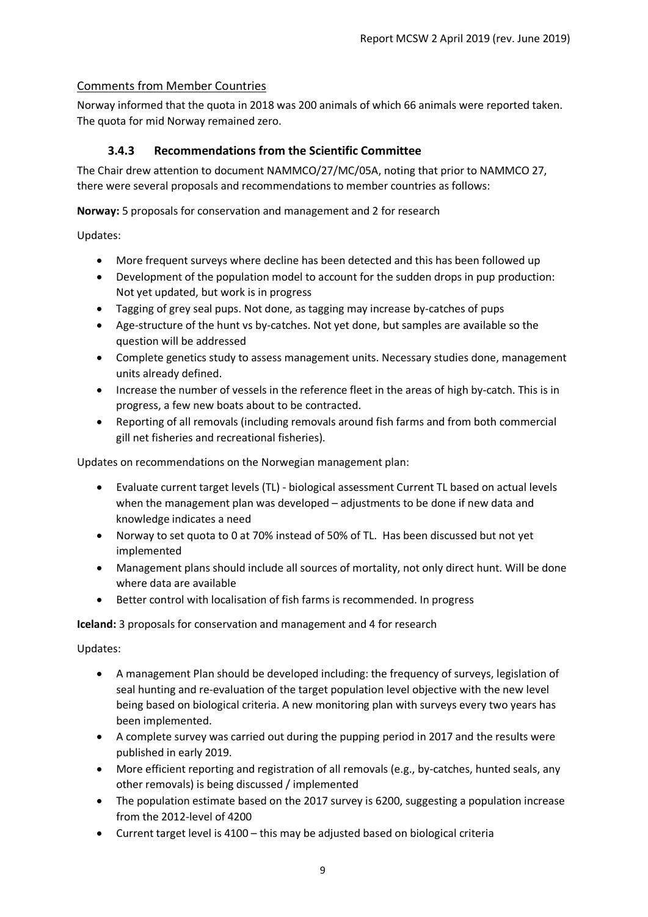## Comments from Member Countries

Norway informed that the quota in 2018 was 200 animals of which 66 animals were reported taken. The quota for mid Norway remained zero.

### 3.4.3 Recommendations from the Scientific Committee

The Chair drew attention to document NAMMCO/27/MC/05A, noting that prior to NAMMCO 27, there were several proposals and recommendations to member countries as follows:

**Norway:** 5 proposals for conservation and management and 2 for research

Updates:

- More frequent surveys where decline has been detected and this has been followed up
- Development of the population model to account for the sudden drops in pup production: Not yet updated, but work is in progress
- Tagging of grey seal pups. Not done, as tagging may increase by-catches of pups
- Age-structure of the hunt vs by-catches. Not yet done, but samples are available so the question will be addressed
- Complete genetics study to assess management units. Necessary studies done, management units already defined.
- Increase the number of vessels in the reference fleet in the areas of high by-catch. This is in progress, a few new boats about to be contracted.
- Reporting of all removals (including removals around fish farms and from both commercial gill net fisheries and recreational fisheries).

Updates on recommendations on the Norwegian management plan:

- Evaluate current target levels (TL) - biological assessment Current TL based on actual levels when the management plan was developed – adjustments to be done if new data and knowledge indicates a need
- Norway to set quota to 0 at 70% instead of 50% of TL. Has been discussed but not yet implemented
- Management plans should include all sources of mortality, not only direct hunt. Will be done where data are available
- Better control with localisation of fish farms is recommended. In progress

**Iceland:** 3 proposals for conservation and management and 4 for research

Updates:

- A management Plan should be developed including: the frequency of surveys, legislation of seal hunting and re-evaluation of the target population level objective with the new level being based on biological criteria. A new monitoring plan with surveys every two years has been implemented.
- A complete survey was carried out during the pupping period in 2017 and the results were published in early 2019.
- More efficient reporting and registration of all removals (e.g., by-catches, hunted seals, any other removals) is being discussed / implemented
- The population estimate based on the 2017 survey is 6200, suggesting a population increase from the 2012-level of 4200
- Current target level is 4100 – this may be adjusted based on biological criteria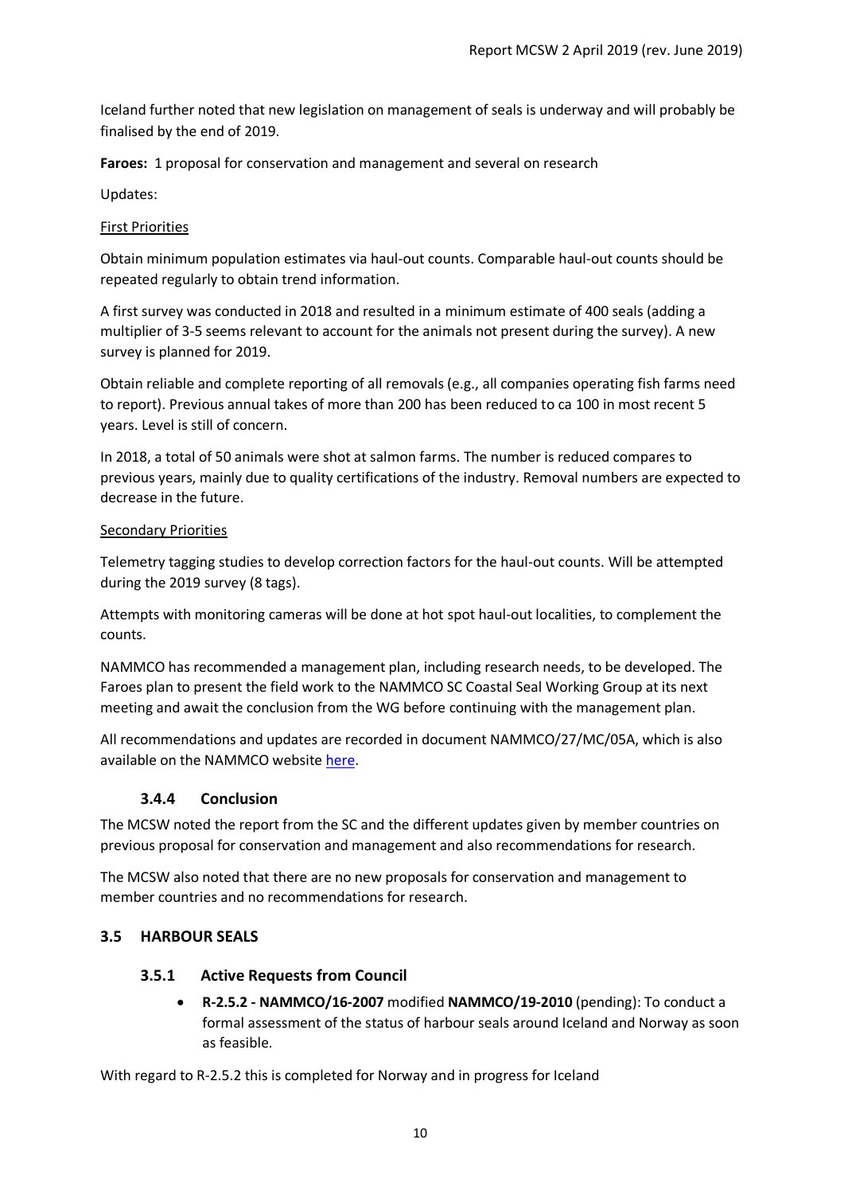Iceland further noted that new legislation on management of seals is underway and will probably be finalised by the end of 2019.

**Faroes:** 1 proposal for conservation and management and several on research

Updates:

First Priorities

Obtain minimum population estimates via haul-out counts. Comparable haul-out counts should be repeated regularly to obtain trend information.

A first survey was conducted in 2018 and resulted in a minimum estimate of 400 seals (adding a multiplier of 3-5 seems relevant to account for the animals not present during the survey). A new survey is planned for 2019.

Obtain reliable and complete reporting of all removals (e.g., all companies operating fish farms need to report). Previous annual takes of more than 200 has been reduced to ca 100 in most recent 5 years. Level is still of concern.

In 2018, a total of 50 animals were shot at salmon farms. The number is reduced compares to previous years, mainly due to quality certifications of the industry. Removal numbers are expected to decrease in the future.

Secondary Priorities

Telemetry tagging studies to develop correction factors for the haul-out counts. Will be attempted during the 2019 survey (8 tags).

Attempts with monitoring cameras will be done at hot spot haul-out localities, to complement the counts.

NAMMCO has recommended a management plan, including research needs, to be developed. The Faroes plan to present the field work to the NAMMCO SC Coastal Seal Working Group at its next meeting and await the conclusion from the WG before continuing with the management plan.

All recommendations and updates are recorded in document NAMMCO/27/MC/05A, which is also available on the NAMMCO website here.

### 3.4.4 Conclusion

The MCSW noted the report from the SC and the different updates given by member countries on previous proposal for conservation and management and also recommendations for research.

The MCSW also noted that there are no new proposals for conservation and management to member countries and no recommendations for research.

## 3.5 HARBOUR SEALS

### 3.5.1 Active Requests from Council

- **R-2.5.2 - NAMMCO/16-2007** modified **NAMMCO/19-2010** (pending): To conduct a formal assessment of the status of harbour seals around Iceland and Norway as soon as feasible.

With regard to R-2.5.2 this is completed for Norway and in progress for Iceland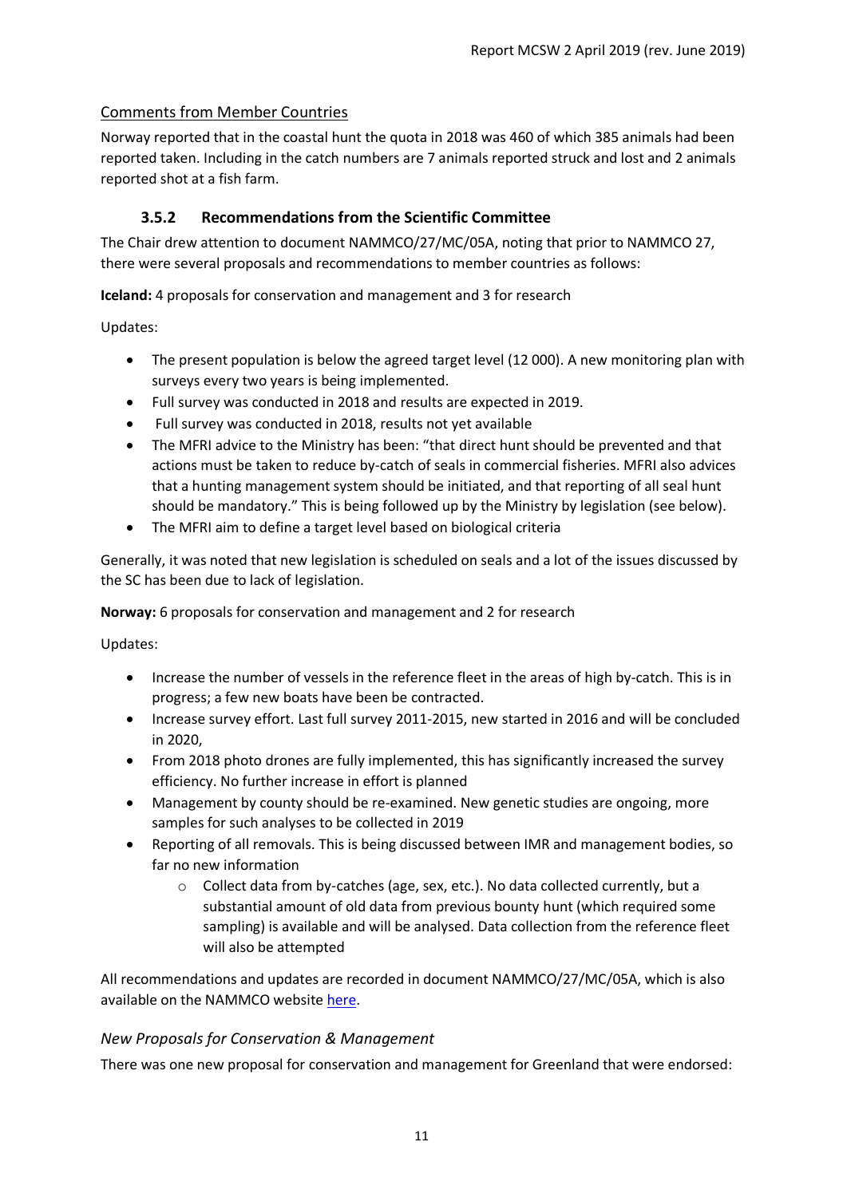### Comments from Member Countries

Norway reported that in the coastal hunt the quota in 2018 was 460 of which 385 animals had been reported taken. Including in the catch numbers are 7 animals reported struck and lost and 2 animals reported shot at a fish farm.

### 3.5.2 Recommendations from the Scientific Committee

The Chair drew attention to document NAMMCO/27/MC/05A, noting that prior to NAMMCO 27, there were several proposals and recommendations to member countries as follows:

**Iceland:** 4 proposals for conservation and management and 3 for research

Updates:

- The present population is below the agreed target level (12 000). A new monitoring plan with surveys every two years is being implemented.
- Full survey was conducted in 2018 and results are expected in 2019.
- Full survey was conducted in 2018, results not yet available
- The MFRI advice to the Ministry has been: "that direct hunt should be prevented and that actions must be taken to reduce by-catch of seals in commercial fisheries. MFRI also advices that a hunting management system should be initiated, and that reporting of all seal hunt should be mandatory." This is being followed up by the Ministry by legislation (see below).
- The MFRI aim to define a target level based on biological criteria

Generally, it was noted that new legislation is scheduled on seals and a lot of the issues discussed by the SC has been due to lack of legislation.

**Norway:** 6 proposals for conservation and management and 2 for research

Updates:

- Increase the number of vessels in the reference fleet in the areas of high by-catch. This is in progress; a few new boats have been be contracted.
- Increase survey effort. Last full survey 2011-2015, new started in 2016 and will be concluded in 2020,
- From 2018 photo drones are fully implemented, this has significantly increased the survey efficiency. No further increase in effort is planned
- Management by county should be re-examined. New genetic studies are ongoing, more samples for such analyses to be collected in 2019
- Reporting of all removals. This is being discussed between IMR and management bodies, so far no new information
    - Collect data from by-catches (age, sex, etc.). No data collected currently, but a substantial amount of old data from previous bounty hunt (which required some sampling) is available and will be analysed. Data collection from the reference fleet will also be attempted

All recommendations and updates are recorded in document NAMMCO/27/MC/05A, which is also available on the NAMMCO website here.

### *New Proposals for Conservation & Management*

There was one new proposal for conservation and management for Greenland that were endorsed: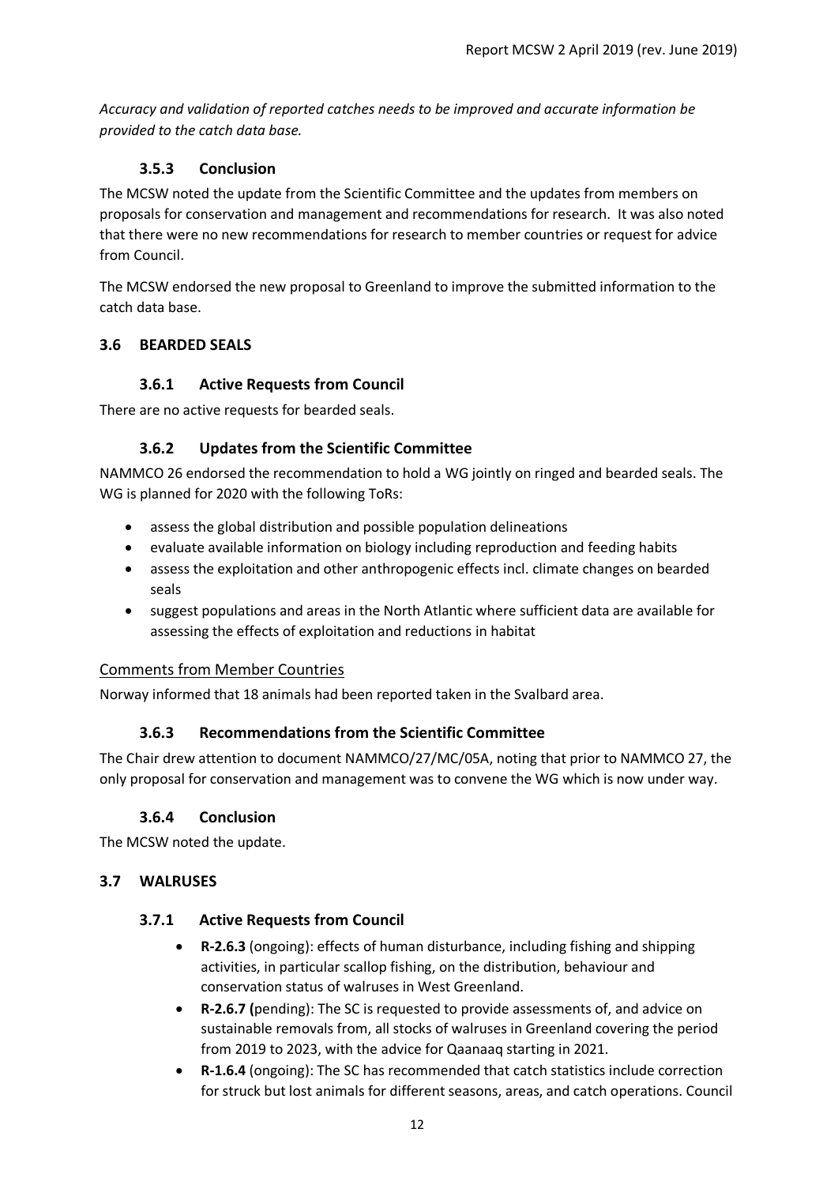*Accuracy and validation of reported catches needs to be improved and accurate information be provided to the catch data base.*

#### 3.5.3 Conclusion

The MCSW noted the update from the Scientific Committee and the updates from members on proposals for conservation and management and recommendations for research. It was also noted that there were no new recommendations for research to member countries or request for advice from Council.

The MCSW endorsed the new proposal to Greenland to improve the submitted information to the catch data base.

### 3.6 BEARDED SEALS

#### 3.6.1 Active Requests from Council

There are no active requests for bearded seals.

#### 3.6.2 Updates from the Scientific Committee

NAMMCO 26 endorsed the recommendation to hold a WG jointly on ringed and bearded seals. The WG is planned for 2020 with the following ToRs:

- assess the global distribution and possible population delineations
- evaluate available information on biology including reproduction and feeding habits
- assess the exploitation and other anthropogenic effects incl. climate changes on bearded seals
- suggest populations and areas in the North Atlantic where sufficient data are available for assessing the effects of exploitation and reductions in habitat

Comments from Member Countries

Norway informed that 18 animals had been reported taken in the Svalbard area.

#### 3.6.3 Recommendations from the Scientific Committee

The Chair drew attention to document NAMMCO/27/MC/05A, noting that prior to NAMMCO 27, the only proposal for conservation and management was to convene the WG which is now under way.

#### 3.6.4 Conclusion

The MCSW noted the update.

### 3.7 WALRUSES

#### 3.7.1 Active Requests from Council

- **R-2.6.3** (ongoing): effects of human disturbance, including fishing and shipping activities, in particular scallop fishing, on the distribution, behaviour and conservation status of walruses in West Greenland.
- **R-2.6.7 (**pending): The SC is requested to provide assessments of, and advice on sustainable removals from, all stocks of walruses in Greenland covering the period from 2019 to 2023, with the advice for Qaanaaq starting in 2021.
- **R-1.6.4** (ongoing): The SC has recommended that catch statistics include correction for struck but lost animals for different seasons, areas, and catch operations. Council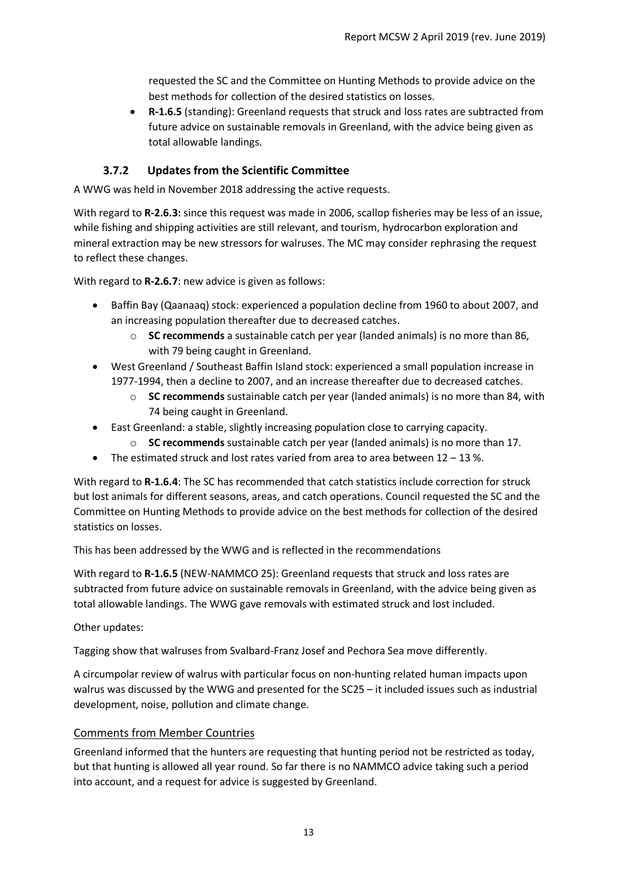requested the SC and the Committee on Hunting Methods to provide advice on the best methods for collection of the desired statistics on losses.

- **R-1.6.5** (standing): Greenland requests that struck and loss rates are subtracted from future advice on sustainable removals in Greenland, with the advice being given as total allowable landings.

### 3.7.2 Updates from the Scientific Committee

A WWG was held in November 2018 addressing the active requests.

With regard to **R-2.6.3:** since this request was made in 2006, scallop fisheries may be less of an issue, while fishing and shipping activities are still relevant, and tourism, hydrocarbon exploration and mineral extraction may be new stressors for walruses. The MC may consider rephrasing the request to reflect these changes.

With regard to **R-2.6.7**: new advice is given as follows:

- Baffin Bay (Qaanaaq) stock: experienced a population decline from 1960 to about 2007, and an increasing population thereafter due to decreased catches.
    - **SC recommends** a sustainable catch per year (landed animals) is no more than 86, with 79 being caught in Greenland.
- West Greenland / Southeast Baffin Island stock: experienced a small population increase in 1977-1994, then a decline to 2007, and an increase thereafter due to decreased catches.
    - **SC recommends** sustainable catch per year (landed animals) is no more than 84, with 74 being caught in Greenland.
- East Greenland: a stable, slightly increasing population close to carrying capacity.
    - **SC recommends** sustainable catch per year (landed animals) is no more than 17.
- The estimated struck and lost rates varied from area to area between 12 – 13 %.

With regard to **R-1.6.4**: The SC has recommended that catch statistics include correction for struck but lost animals for different seasons, areas, and catch operations. Council requested the SC and the Committee on Hunting Methods to provide advice on the best methods for collection of the desired statistics on losses.

This has been addressed by the WWG and is reflected in the recommendations

With regard to **R-1.6.5** (NEW-NAMMCO 25): Greenland requests that struck and loss rates are subtracted from future advice on sustainable removals in Greenland, with the advice being given as total allowable landings. The WWG gave removals with estimated struck and lost included.

Other updates:

Tagging show that walruses from Svalbard-Franz Josef and Pechora Sea move differently.

A circumpolar review of walrus with particular focus on non-hunting related human impacts upon walrus was discussed by the WWG and presented for the SC25 – it included issues such as industrial development, noise, pollution and climate change.

#### Comments from Member Countries

Greenland informed that the hunters are requesting that hunting period not be restricted as today, but that hunting is allowed all year round. So far there is no NAMMCO advice taking such a period into account, and a request for advice is suggested by Greenland.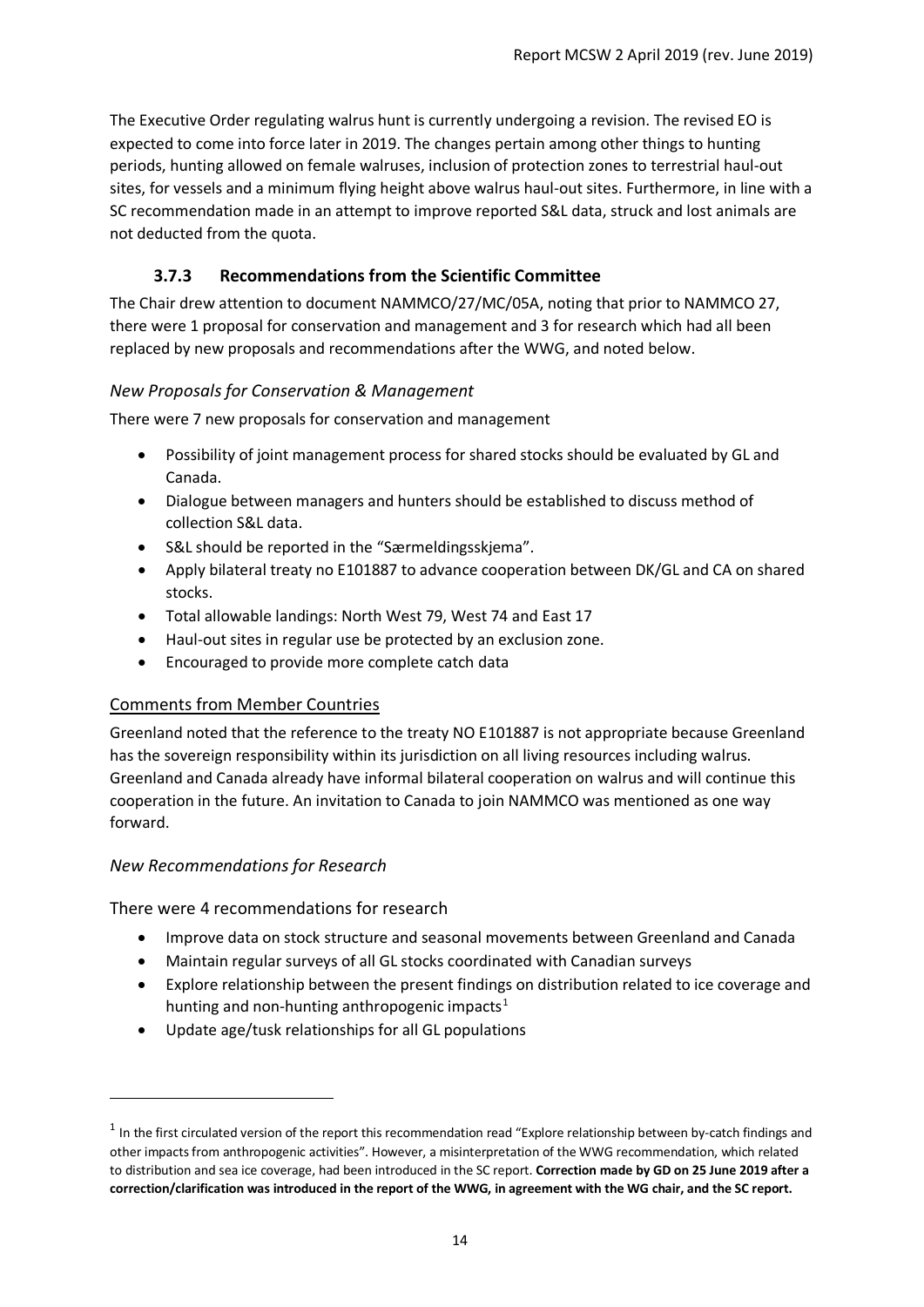The Executive Order regulating walrus hunt is currently undergoing a revision. The revised EO is expected to come into force later in 2019. The changes pertain among other things to hunting periods, hunting allowed on female walruses, inclusion of protection zones to terrestrial haul-out sites, for vessels and a minimum flying height above walrus haul-out sites. Furthermore, in line with a SC recommendation made in an attempt to improve reported S&L data, struck and lost animals are not deducted from the quota.

### 3.7.3 Recommendations from the Scientific Committee

The Chair drew attention to document NAMMCO/27/MC/05A, noting that prior to NAMMCO 27, there were 1 proposal for conservation and management and 3 for research which had all been replaced by new proposals and recommendations after the WWG, and noted below.

*New Proposals for Conservation & Management*

There were 7 new proposals for conservation and management

- Possibility of joint management process for shared stocks should be evaluated by GL and Canada.
- Dialogue between managers and hunters should be established to discuss method of collection S&L data.
- S&L should be reported in the "Særmeldingsskjema".
- Apply bilateral treaty no E101887 to advance cooperation between DK/GL and CA on shared stocks.
- Total allowable landings: North West 79, West 74 and East 17
- Haul-out sites in regular use be protected by an exclusion zone.
- Encouraged to provide more complete catch data

<u>Comments from Member Countries</u>

Greenland noted that the reference to the treaty NO E101887 is not appropriate because Greenland has the sovereign responsibility within its jurisdiction on all living resources including walrus. Greenland and Canada already have informal bilateral cooperation on walrus and will continue this cooperation in the future. An invitation to Canada to join NAMMCO was mentioned as one way forward.

*New Recommendations for Research*

There were 4 recommendations for research

- Improve data on stock structure and seasonal movements between Greenland and Canada
- Maintain regular surveys of all GL stocks coordinated with Canadian surveys
- Explore relationship between the present findings on distribution related to ice coverage and hunting and non-hunting anthropogenic impacts[1]
- Update age/tusk relationships for all GL populations

---

[1] In the first circulated version of the report this recommendation read "Explore relationship between by-catch findings and other impacts from anthropogenic activities". However, a misinterpretation of the WWG recommendation, which related to distribution and sea ice coverage, had been introduced in the SC report. **Correction made by GD on 25 June 2019 after a correction/clarification was introduced in the report of the WWG, in agreement with the WG chair, and the SC report.**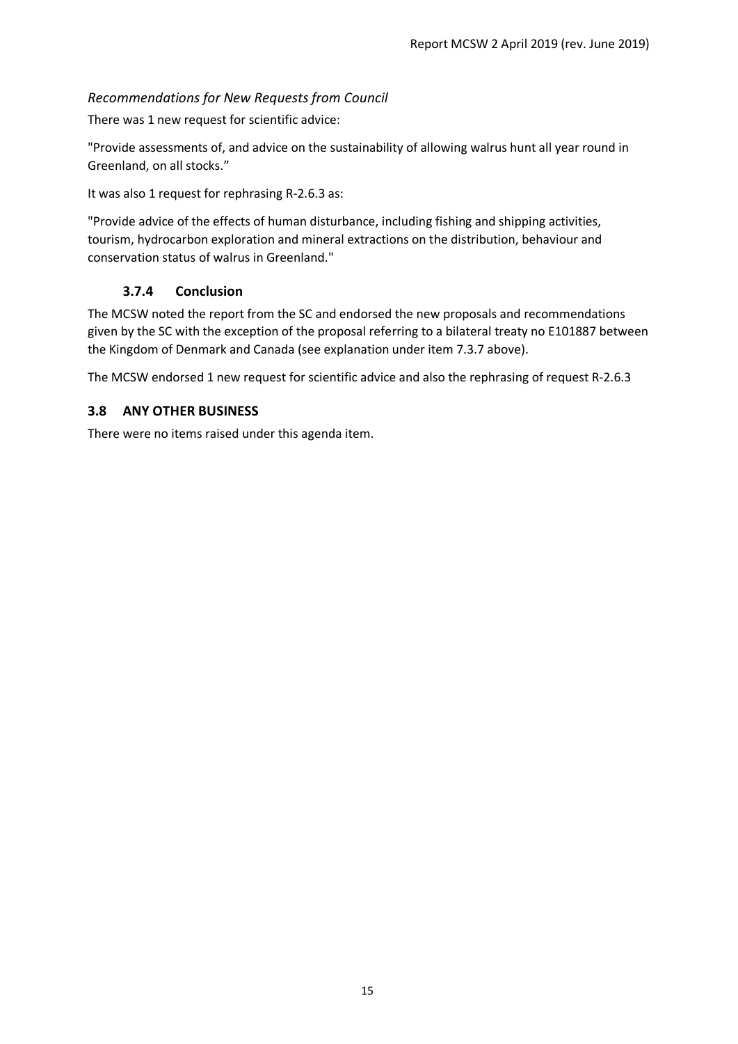*Recommendations for New Requests from Council*

There was 1 new request for scientific advice:

"Provide assessments of, and advice on the sustainability of allowing walrus hunt all year round in Greenland, on all stocks."

It was also 1 request for rephrasing R-2.6.3 as:

"Provide advice of the effects of human disturbance, including fishing and shipping activities, tourism, hydrocarbon exploration and mineral extractions on the distribution, behaviour and conservation status of walrus in Greenland."

### 3.7.4 Conclusion

The MCSW noted the report from the SC and endorsed the new proposals and recommendations given by the SC with the exception of the proposal referring to a bilateral treaty no E101887 between the Kingdom of Denmark and Canada (see explanation under item 7.3.7 above).

The MCSW endorsed 1 new request for scientific advice and also the rephrasing of request R-2.6.3

## 3.8 ANY OTHER BUSINESS

There were no items raised under this agenda item.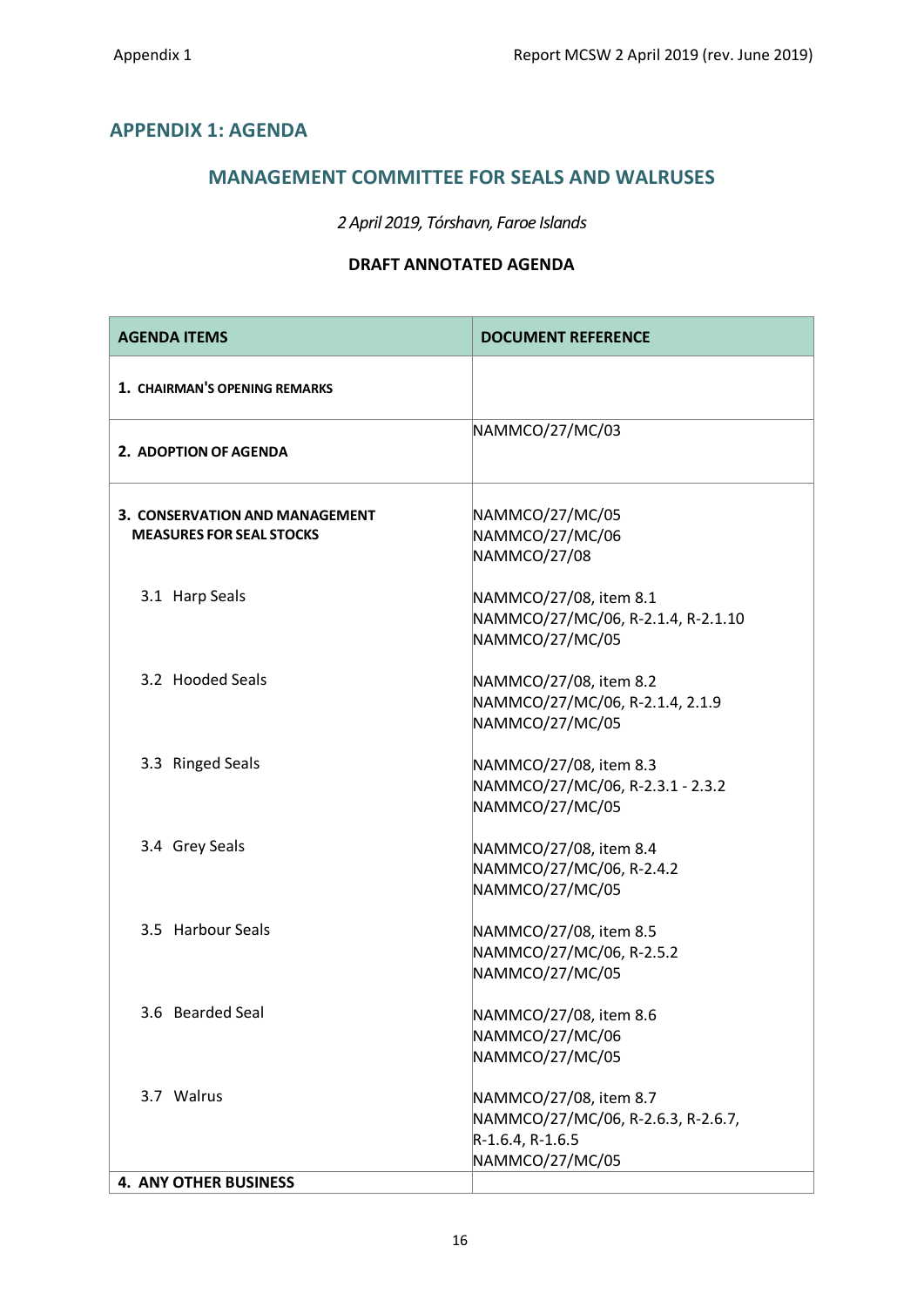## APPENDIX 1: AGENDA

### MANAGEMENT COMMITTEE FOR SEALS AND WALRUSES

*2 April 2019, Tórshavn, Faroe Islands*

**DRAFT ANNOTATED AGENDA**

| AGENDA ITEMS | DOCUMENT REFERENCE |
|---|---|
| **1. CHAIRMAN'S OPENING REMARKS** | |
| **2. ADOPTION OF AGENDA** | NAMMCO/27/MC/03 |
| **3. CONSERVATION AND MANAGEMENT MEASURES FOR SEAL STOCKS** | NAMMCO/27/MC/05<br>NAMMCO/27/MC/06<br>NAMMCO/27/08 |
| 3.1 Harp Seals | NAMMCO/27/08, item 8.1<br>NAMMCO/27/MC/06, R-2.1.4, R-2.1.10<br>NAMMCO/27/MC/05 |
| 3.2 Hooded Seals | NAMMCO/27/08, item 8.2<br>NAMMCO/27/MC/06, R-2.1.4, 2.1.9<br>NAMMCO/27/MC/05 |
| 3.3 Ringed Seals | NAMMCO/27/08, item 8.3<br>NAMMCO/27/MC/06, R-2.3.1 - 2.3.2<br>NAMMCO/27/MC/05 |
| 3.4 Grey Seals | NAMMCO/27/08, item 8.4<br>NAMMCO/27/MC/06, R-2.4.2<br>NAMMCO/27/MC/05 |
| 3.5 Harbour Seals | NAMMCO/27/08, item 8.5<br>NAMMCO/27/MC/06, R-2.5.2<br>NAMMCO/27/MC/05 |
| 3.6 Bearded Seal | NAMMCO/27/08, item 8.6<br>NAMMCO/27/MC/06<br>NAMMCO/27/MC/05 |
| 3.7 Walrus | NAMMCO/27/08, item 8.7<br>NAMMCO/27/MC/06, R-2.6.3, R-2.6.7, R-1.6.4, R-1.6.5<br>NAMMCO/27/MC/05 |
| **4. ANY OTHER BUSINESS** | |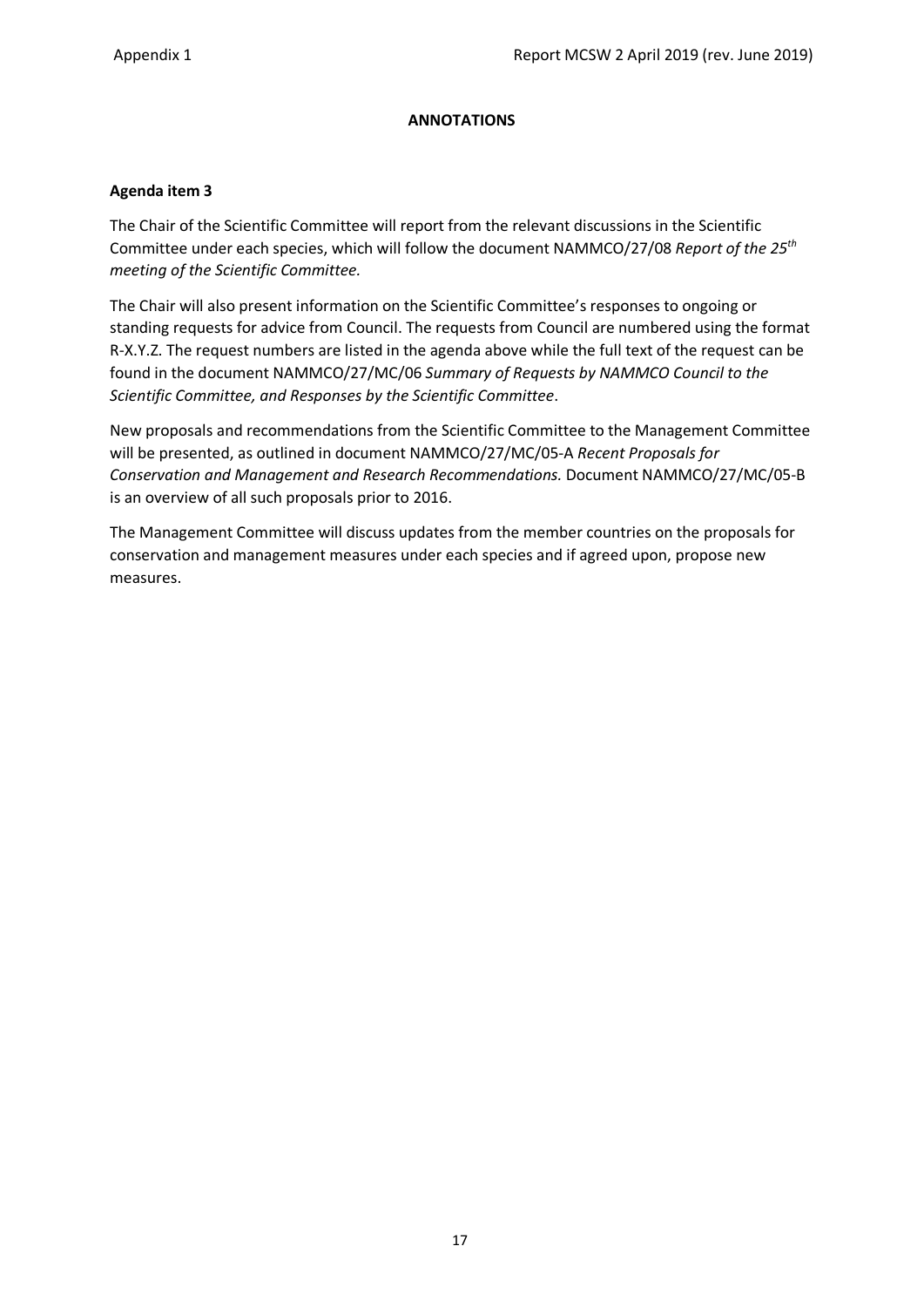**ANNOTATIONS**

**Agenda item 3**

The Chair of the Scientific Committee will report from the relevant discussions in the Scientific Committee under each species, which will follow the document NAMMCO/27/08 *Report of the 25th meeting of the Scientific Committee.*

The Chair will also present information on the Scientific Committee's responses to ongoing or standing requests for advice from Council. The requests from Council are numbered using the format R-X.Y.Z. The request numbers are listed in the agenda above while the full text of the request can be found in the document NAMMCO/27/MC/06 *Summary of Requests by NAMMCO Council to the Scientific Committee, and Responses by the Scientific Committee*.

New proposals and recommendations from the Scientific Committee to the Management Committee will be presented, as outlined in document NAMMCO/27/MC/05-A *Recent Proposals for Conservation and Management and Research Recommendations.* Document NAMMCO/27/MC/05-B is an overview of all such proposals prior to 2016.

The Management Committee will discuss updates from the member countries on the proposals for conservation and management measures under each species and if agreed upon, propose new measures.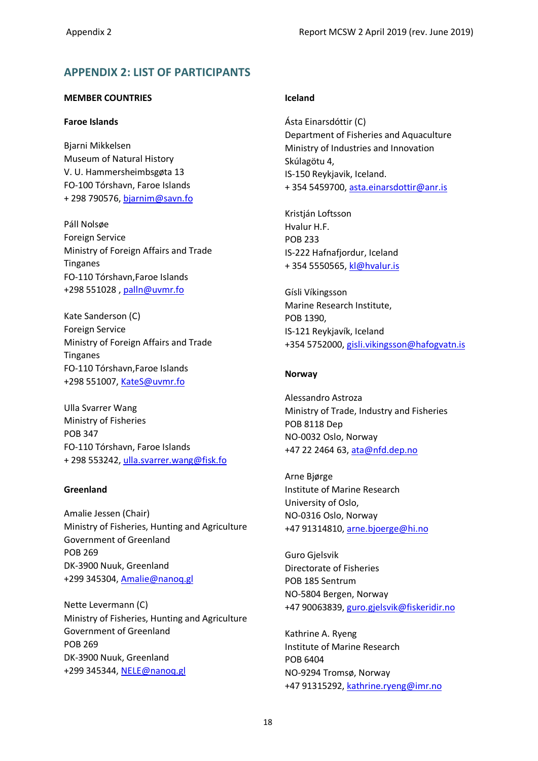## APPENDIX 2: LIST OF PARTICIPANTS

**MEMBER COUNTRIES**

**Faroe Islands**

Bjarni Mikkelsen
Museum of Natural History
V. U. Hammersheimbsgøta 13
FO-100 Tórshavn, Faroe Islands
+ 298 790576, bjarnim@savn.fo

Páll Nolsøe
Foreign Service
Ministry of Foreign Affairs and Trade
Tinganes
FO-110 Tórshavn,Faroe Islands
+298 551028 , palln@uvmr.fo

Kate Sanderson (C)
Foreign Service
Ministry of Foreign Affairs and Trade
Tinganes
FO-110 Tórshavn,Faroe Islands
+298 551007, KateS@uvmr.fo

Ulla Svarrer Wang
Ministry of Fisheries
POB 347
FO-110 Tórshavn, Faroe Islands
+ 298 553242, ulla.svarrer.wang@fisk.fo

**Greenland**

Amalie Jessen (Chair)
Ministry of Fisheries, Hunting and Agriculture
Government of Greenland
POB 269
DK-3900 Nuuk, Greenland
+299 345304, Amalie@nanoq.gl

Nette Levermann (C)
Ministry of Fisheries, Hunting and Agriculture
Government of Greenland
POB 269
DK-3900 Nuuk, Greenland
+299 345344, NELE@nanoq.gl

**Iceland**

Ásta Einarsdóttir (C)
Department of Fisheries and Aquaculture
Ministry of Industries and Innovation
Skúlagötu 4,
IS-150 Reykjavik, Iceland.
+ 354 5459700, asta.einarsdottir@anr.is

Kristján Loftsson
Hvalur H.F.
POB 233
IS-222 Hafnafjordur, Iceland
+ 354 5550565, kl@hvalur.is

Gísli Víkingsson
Marine Research Institute,
POB 1390,
IS-121 Reykjavík, Iceland
+354 5752000, gisli.vikingsson@hafogvatn.is

**Norway**

Alessandro Astroza
Ministry of Trade, Industry and Fisheries
POB 8118 Dep
NO-0032 Oslo, Norway
+47 22 2464 63, ata@nfd.dep.no

Arne Bjørge
Institute of Marine Research
University of Oslo,
NO-0316 Oslo, Norway
+47 91314810, arne.bjoerge@hi.no

Guro Gjelsvik
Directorate of Fisheries
POB 185 Sentrum
NO-5804 Bergen, Norway
+47 90063839, guro.gjelsvik@fiskeridir.no

Kathrine A. Ryeng
Institute of Marine Research
POB 6404
NO-9294 Tromsø, Norway
+47 91315292, kathrine.ryeng@imr.no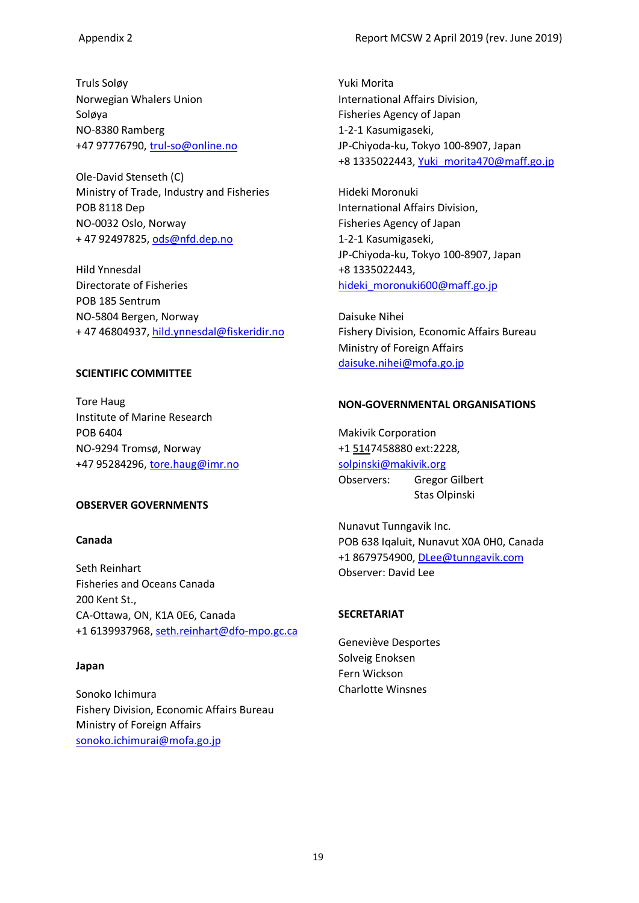Truls Soløy  
Norwegian Whalers Union  
Soløya  
NO-8380 Ramberg  
+47 97776790, trul-so@online.no

Ole-David Stenseth (C)  
Ministry of Trade, Industry and Fisheries  
POB 8118 Dep  
NO-0032 Oslo, Norway  
+ 47 92497825, ods@nfd.dep.no

Hild Ynnesdal  
Directorate of Fisheries  
POB 185 Sentrum  
NO-5804 Bergen, Norway  
+ 47 46804937, hild.ynnesdal@fiskeridir.no

**SCIENTIFIC COMMITTEE**

Tore Haug  
Institute of Marine Research  
POB 6404  
NO-9294 Tromsø, Norway  
+47 95284296, tore.haug@imr.no

**OBSERVER GOVERNMENTS**

**Canada**

Seth Reinhart  
Fisheries and Oceans Canada  
200 Kent St.,  
CA-Ottawa, ON, K1A 0E6, Canada  
+1 6139937968, seth.reinhart@dfo-mpo.gc.ca

**Japan**

Sonoko Ichimura  
Fishery Division, Economic Affairs Bureau  
Ministry of Foreign Affairs  
sonoko.ichimurai@mofa.go.jp

Yuki Morita  
International Affairs Division,  
Fisheries Agency of Japan  
1-2-1 Kasumigaseki,  
JP-Chiyoda-ku, Tokyo 100-8907, Japan  
+8 1335022443, Yuki_morita470@maff.go.jp

Hideki Moronuki  
International Affairs Division,  
Fisheries Agency of Japan  
1-2-1 Kasumigaseki,  
JP-Chiyoda-ku, Tokyo 100-8907, Japan  
+8 1335022443,  
hideki_moronuki600@maff.go.jp

Daisuke Nihei  
Fishery Division, Economic Affairs Bureau  
Ministry of Foreign Affairs  
daisuke.nihei@mofa.go.jp

**NON-GOVERNMENTAL ORGANISATIONS**

Makivik Corporation  
+1 5147458880 ext:2228,  
solpinski@makivik.org  
Observers: Gregor Gilbert  
Stas Olpinski

Nunavut Tunngavik Inc.  
POB 638 Iqaluit, Nunavut X0A 0H0, Canada  
+1 8679754900, DLee@tunngavik.com  
Observer: David Lee

**SECRETARIAT**

Geneviève Desportes  
Solveig Enoksen  
Fern Wickson  
Charlotte Winsnes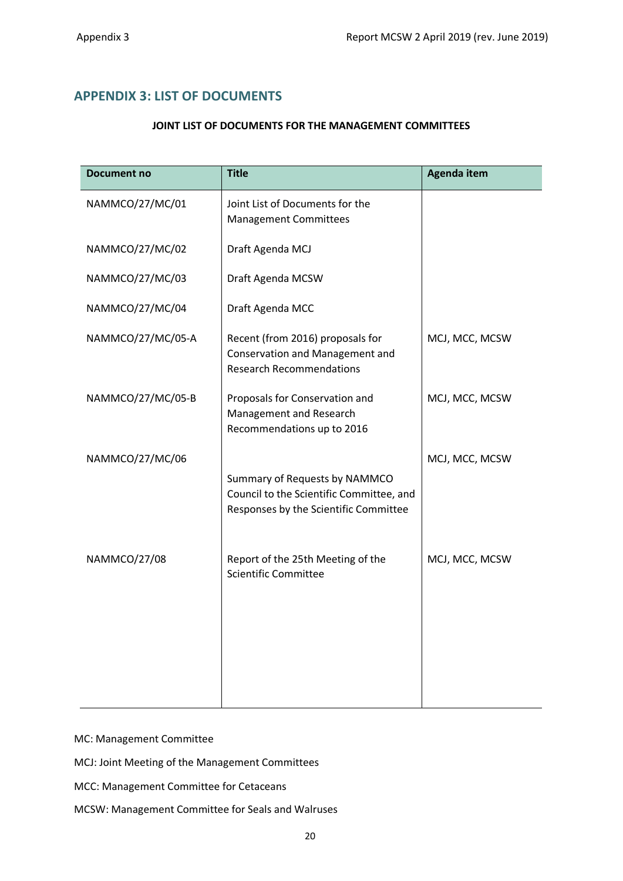## APPENDIX 3: LIST OF DOCUMENTS

**JOINT LIST OF DOCUMENTS FOR THE MANAGEMENT COMMITTEES**

| Document no | Title | Agenda item |
|---|---|---|
| NAMMCO/27/MC/01 | Joint List of Documents for the Management Committees | |
| NAMMCO/27/MC/02 | Draft Agenda MCJ | |
| NAMMCO/27/MC/03 | Draft Agenda MCSW | |
| NAMMCO/27/MC/04 | Draft Agenda MCC | |
| NAMMCO/27/MC/05-A | Recent (from 2016) proposals for Conservation and Management and Research Recommendations | MCJ, MCC, MCSW |
| NAMMCO/27/MC/05-B | Proposals for Conservation and Management and Research Recommendations up to 2016 | MCJ, MCC, MCSW |
| NAMMCO/27/MC/06 | Summary of Requests by NAMMCO Council to the Scientific Committee, and Responses by the Scientific Committee | MCJ, MCC, MCSW |
| NAMMCO/27/08 | Report of the 25th Meeting of the Scientific Committee | MCJ, MCC, MCSW |

MC: Management Committee

MCJ: Joint Meeting of the Management Committees

MCC: Management Committee for Cetaceans

MCSW: Management Committee for Seals and Walruses